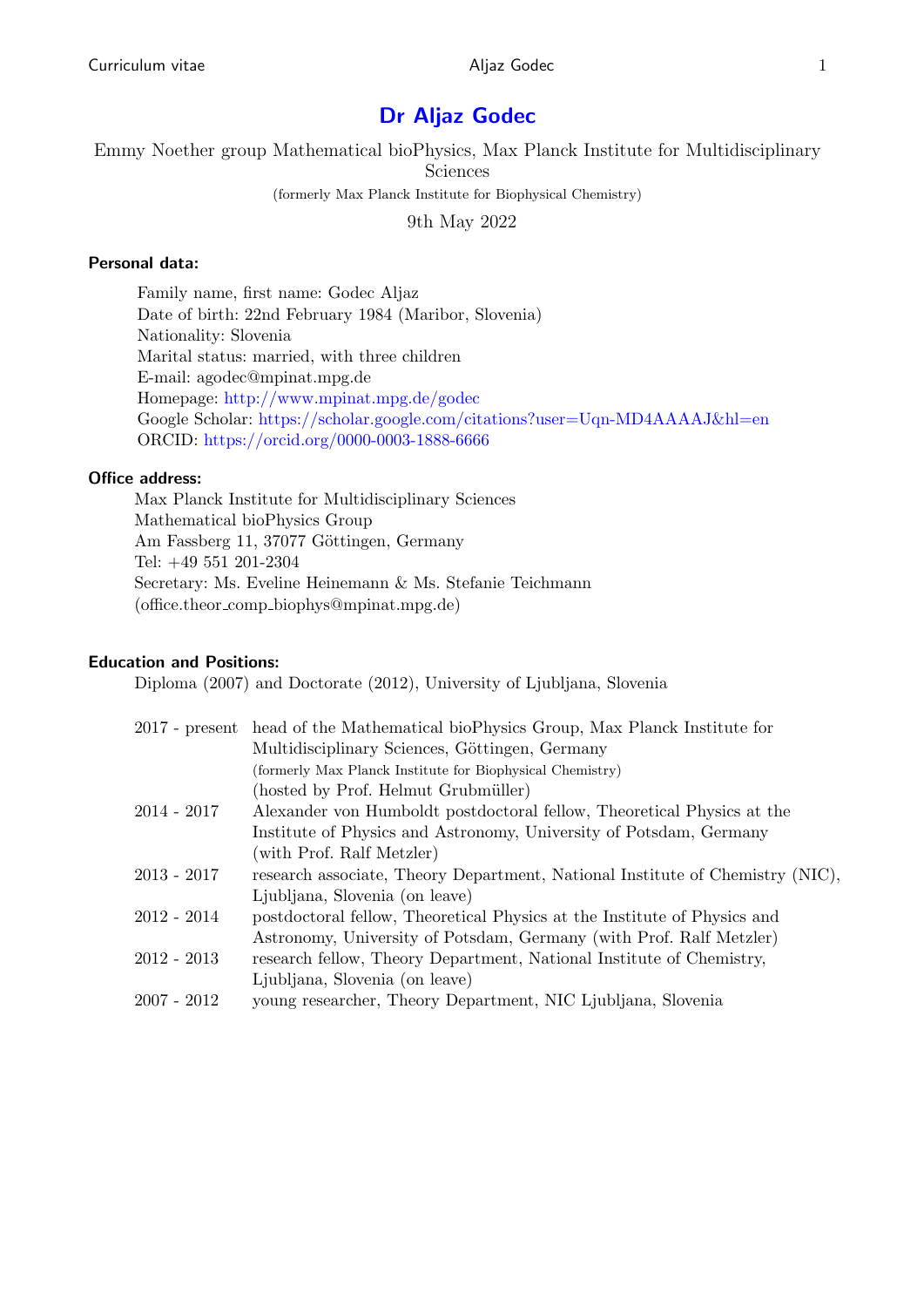# Dr Aljaz Godec

Emmy Noether group Mathematical bioPhysics, Max Planck Institute for Multidisciplinary Sciences

(formerly Max Planck Institute for Biophysical Chemistry)

9th May 2022

### Personal data:

Family name, first name: Godec Aljaz
Date of birth: 22nd February 1984 (Maribor, Slovenia)
Nationality: Slovenia
Marital status: married, with three children
E-mail: agodec@mpinat.mpg.de
Homepage: http://www.mpinat.mpg.de/godec
Google Scholar: https://scholar.google.com/citations?user=Uqn-MD4AAAAJ&hl=en
ORCID: https://orcid.org/0000-0003-1888-6666

### Office address:

Max Planck Institute for Multidisciplinary Sciences
Mathematical bioPhysics Group
Am Fassberg 11, 37077 Göttingen, Germany
Tel: +49 551 201-2304
Secretary: Ms. Eveline Heinemann & Ms. Stefanie Teichmann
(office.theor_comp_biophys@mpinat.mpg.de)

### Education and Positions:

Diploma (2007) and Doctorate (2012), University of Ljubljana, Slovenia

| | |
|---|---|
| 2017 - present | head of the Mathematical bioPhysics Group, Max Planck Institute for Multidisciplinary Sciences, Göttingen, Germany (formerly Max Planck Institute for Biophysical Chemistry) (hosted by Prof. Helmut Grubmüller) |
| 2014 - 2017 | Alexander von Humboldt postdoctoral fellow, Theoretical Physics at the Institute of Physics and Astronomy, University of Potsdam, Germany (with Prof. Ralf Metzler) |
| 2013 - 2017 | research associate, Theory Department, National Institute of Chemistry (NIC), Ljubljana, Slovenia (on leave) |
| 2012 - 2014 | postdoctoral fellow, Theoretical Physics at the Institute of Physics and Astronomy, University of Potsdam, Germany (with Prof. Ralf Metzler) |
| 2012 - 2013 | research fellow, Theory Department, National Institute of Chemistry, Ljubljana, Slovenia (on leave) |
| 2007 - 2012 | young researcher, Theory Department, NIC Ljubljana, Slovenia |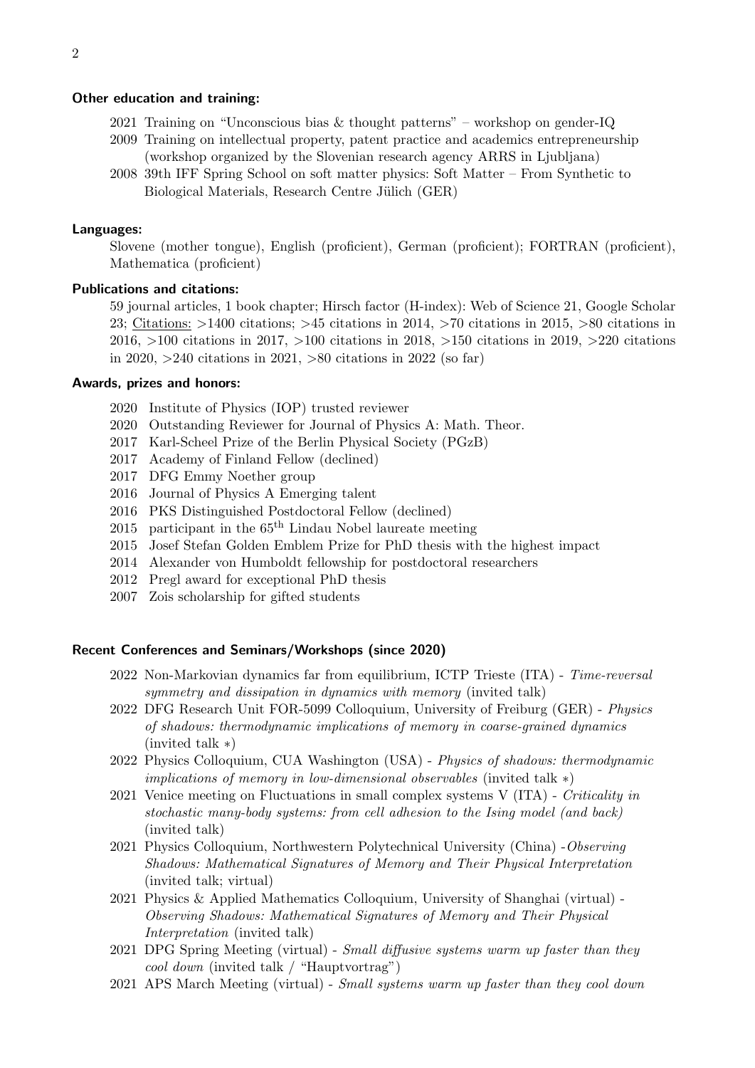### Other education and training:

- 2021 Training on "Unconscious bias & thought patterns" – workshop on gender-IQ
- 2009 Training on intellectual property, patent practice and academics entrepreneurship (workshop organized by the Slovenian research agency ARRS in Ljubljana)
- 2008 39th IFF Spring School on soft matter physics: Soft Matter – From Synthetic to Biological Materials, Research Centre Jülich (GER)

### Languages:

Slovene (mother tongue), English (proficient), German (proficient); FORTRAN (proficient), Mathematica (proficient)

### Publications and citations:

59 journal articles, 1 book chapter; Hirsch factor (H-index): Web of Science 21, Google Scholar 23; Citations: >1400 citations; >45 citations in 2014, >70 citations in 2015, >80 citations in 2016, >100 citations in 2017, >100 citations in 2018, >150 citations in 2019, >220 citations in 2020, >240 citations in 2021, >80 citations in 2022 (so far)

### Awards, prizes and honors:

- 2020 Institute of Physics (IOP) trusted reviewer
- 2020 Outstanding Reviewer for Journal of Physics A: Math. Theor.
- 2017 Karl-Scheel Prize of the Berlin Physical Society (PGzB)
- 2017 Academy of Finland Fellow (declined)
- 2017 DFG Emmy Noether group
- 2016 Journal of Physics A Emerging talent
- 2016 PKS Distinguished Postdoctoral Fellow (declined)
- 2015 participant in the 65th Lindau Nobel laureate meeting
- 2015 Josef Stefan Golden Emblem Prize for PhD thesis with the highest impact
- 2014 Alexander von Humboldt fellowship for postdoctoral researchers
- 2012 Pregl award for exceptional PhD thesis
- 2007 Zois scholarship for gifted students

### Recent Conferences and Seminars/Workshops (since 2020)

- 2022 Non-Markovian dynamics far from equilibrium, ICTP Trieste (ITA) - *Time-reversal symmetry and dissipation in dynamics with memory* (invited talk)
- 2022 DFG Research Unit FOR-5099 Colloquium, University of Freiburg (GER) - *Physics of shadows: thermodynamic implications of memory in coarse-grained dynamics* (invited talk ∗)
- 2022 Physics Colloquium, CUA Washington (USA) - *Physics of shadows: thermodynamic implications of memory in low-dimensional observables* (invited talk ∗)
- 2021 Venice meeting on Fluctuations in small complex systems V (ITA) - *Criticality in stochastic many-body systems: from cell adhesion to the Ising model (and back)* (invited talk)
- 2021 Physics Colloquium, Northwestern Polytechnical University (China) -*Observing Shadows: Mathematical Signatures of Memory and Their Physical Interpretation* (invited talk; virtual)
- 2021 Physics & Applied Mathematics Colloquium, University of Shanghai (virtual) - *Observing Shadows: Mathematical Signatures of Memory and Their Physical Interpretation* (invited talk)
- 2021 DPG Spring Meeting (virtual) - *Small diffusive systems warm up faster than they cool down* (invited talk / "Hauptvortrag")
- 2021 APS March Meeting (virtual) - *Small systems warm up faster than they cool down*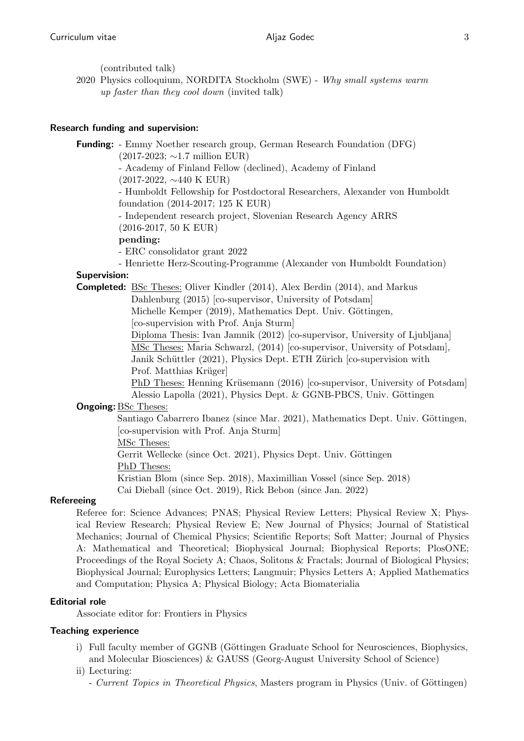(contributed talk)

2020 Physics colloquium, NORDITA Stockholm (SWE) - *Why small systems warm up faster than they cool down* (invited talk)

### Research funding and supervision:

**Funding:**

- Emmy Noether research group, German Research Foundation (DFG) (2017-2023; ∼1.7 million EUR)
- Academy of Finland Fellow (declined), Academy of Finland (2017-2022, ∼440 K EUR)
- Humboldt Fellowship for Postdoctoral Researchers, Alexander von Humboldt foundation (2014-2017; 125 K EUR)
- Independent research project, Slovenian Research Agency ARRS (2016-2017, 50 K EUR)

**pending:**

- ERC consolidator grant 2022
- Henriette Herz-Scouting-Programme (Alexander von Humboldt Foundation)

**Supervision:**

**Completed:**

BSc Theses: Oliver Kindler (2014), Alex Berdin (2014), and Markus Dahlenburg (2015) [co-supervisor, University of Potsdam]
Michelle Kemper (2019), Mathematics Dept. Univ. Göttingen, [co-supervision with Prof. Anja Sturm]

Diploma Thesis: Ivan Jamnik (2012) [co-supervisor, University of Ljubljana]

MSc Theses: Maria Schwarzl, (2014) [co-supervisor, University of Potsdam], Janik Schüttler (2021), Physics Dept. ETH Zürich [co-supervision with Prof. Matthias Krüger]

PhD Theses: Henning Krüsemann (2016) [co-supervisor, University of Potsdam]
Alessio Lapolla (2021), Physics Dept. & GGNB-PBCS, Univ. Göttingen

**Ongoing:**

BSc Theses:
Santiago Cabarrero Ibanez (since Mar. 2021), Mathematics Dept. Univ. Göttingen, [co-supervision with Prof. Anja Sturm]

MSc Theses:
Gerrit Wellecke (since Oct. 2021), Physics Dept. Univ. Göttingen

PhD Theses:
Kristian Blom (since Sep. 2018), Maximillian Vossel (since Sep. 2018)
Cai Dieball (since Oct. 2019), Rick Bebon (since Jan. 2022)

### Refereeing

Referee for: Science Advances; PNAS; Physical Review Letters; Physical Review X; Physical Review Research; Physical Review E; New Journal of Physics; Journal of Statistical Mechanics; Journal of Chemical Physics; Scientific Reports; Soft Matter; Journal of Physics A: Mathematical and Theoretical; Biophysical Journal; Biophysical Reports; PlosONE; Proceedings of the Royal Society A; Chaos, Solitons & Fractals; Journal of Biological Physics; Biophysical Journal; Europhysics Letters; Langmuir; Physics Letters A; Applied Mathematics and Computation; Physica A; Physical Biology; Acta Biomaterialia

### Editorial role

Associate editor for: Frontiers in Physics

### Teaching experience

i) Full faculty member of GGNB (Göttingen Graduate School for Neurosciences, Biophysics, and Molecular Biosciences) & GAUSS (Georg-August University School of Science)

ii) Lecturing:
- *Current Topics in Theoretical Physics*, Masters program in Physics (Univ. of Göttingen)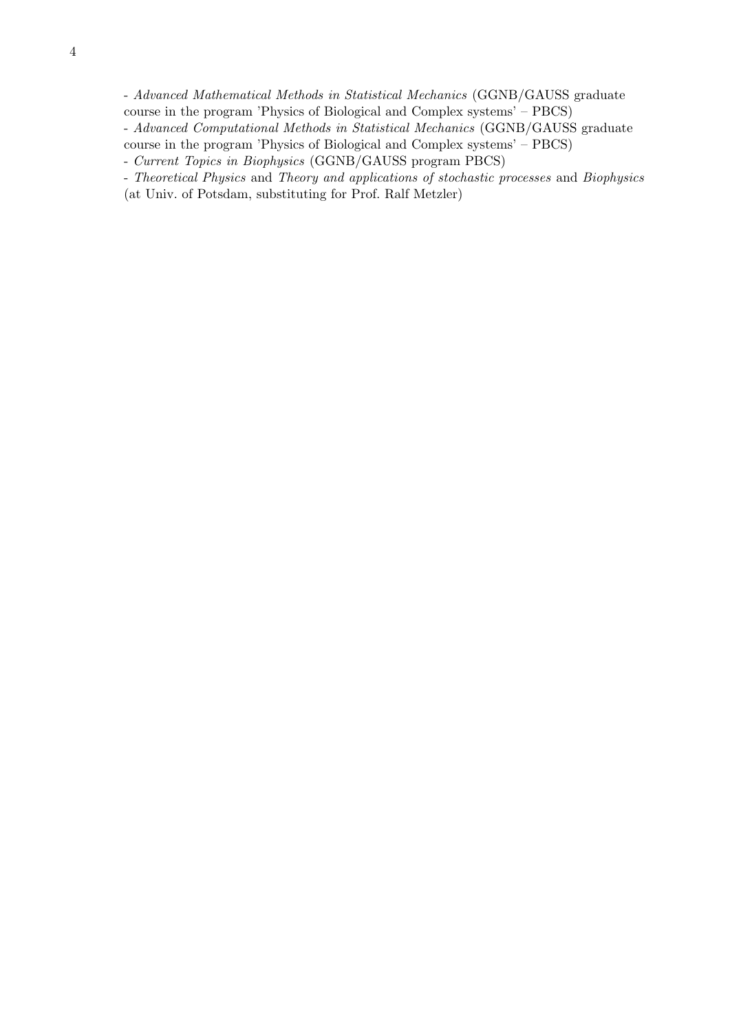- *Advanced Mathematical Methods in Statistical Mechanics* (GGNB/GAUSS graduate course in the program 'Physics of Biological and Complex systems' – PBCS)
- *Advanced Computational Methods in Statistical Mechanics* (GGNB/GAUSS graduate course in the program 'Physics of Biological and Complex systems' – PBCS)
- *Current Topics in Biophysics* (GGNB/GAUSS program PBCS)
- *Theoretical Physics* and *Theory and applications of stochastic processes* and *Biophysics* (at Univ. of Potsdam, substituting for Prof. Ralf Metzler)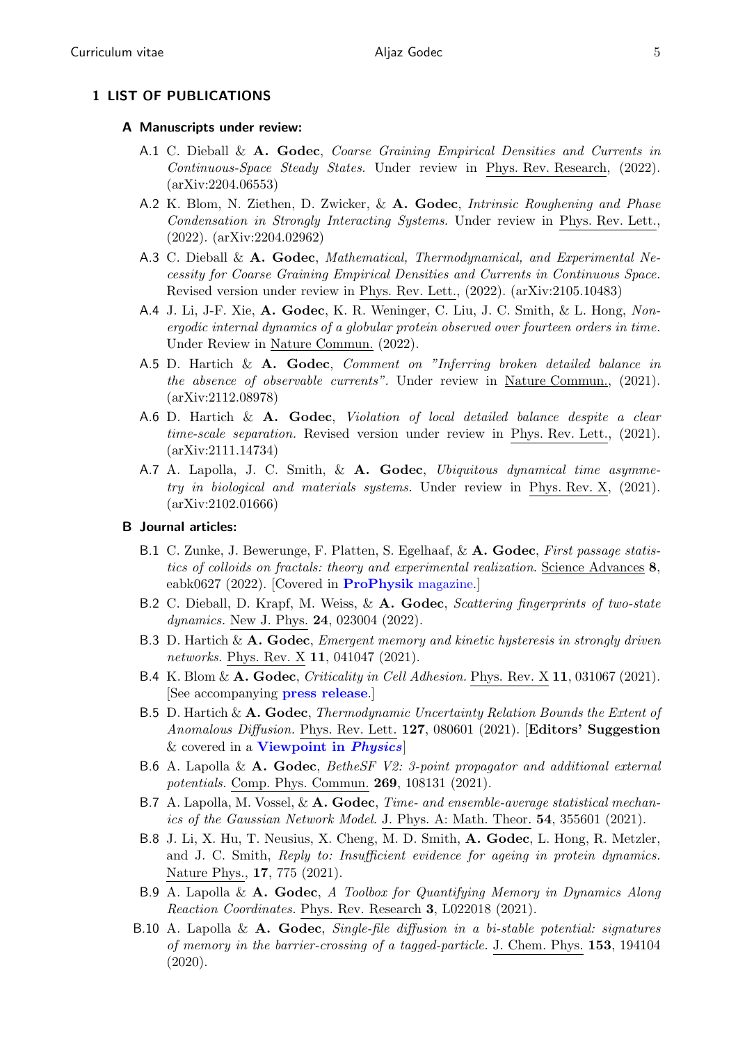# 1 LIST OF PUBLICATIONS

## A Manuscripts under review:

- A.1 C. Dieball & **A. Godec**, *Coarse Graining Empirical Densities and Currents in Continuous-Space Steady States.* Under review in Phys. Rev. Research, (2022). (arXiv:2204.06553)
- A.2 K. Blom, N. Ziethen, D. Zwicker, & **A. Godec**, *Intrinsic Roughening and Phase Condensation in Strongly Interacting Systems.* Under review in Phys. Rev. Lett., (2022). (arXiv:2204.02962)
- A.3 C. Dieball & **A. Godec**, *Mathematical, Thermodynamical, and Experimental Necessity for Coarse Graining Empirical Densities and Currents in Continuous Space.* Revised version under review in Phys. Rev. Lett., (2022). (arXiv:2105.10483)
- A.4 J. Li, J-F. Xie, **A. Godec**, K. R. Weninger, C. Liu, J. C. Smith, & L. Hong, *Non-ergodic internal dynamics of a globular protein observed over fourteen orders in time.* Under Review in Nature Commun. (2022).
- A.5 D. Hartich & **A. Godec**, *Comment on "Inferring broken detailed balance in the absence of observable currents".* Under review in Nature Commun., (2021). (arXiv:2112.08978)
- A.6 D. Hartich & **A. Godec**, *Violation of local detailed balance despite a clear time-scale separation.* Revised version under review in Phys. Rev. Lett., (2021). (arXiv:2111.14734)
- A.7 A. Lapolla, J. C. Smith, & **A. Godec**, *Ubiquitous dynamical time asymmetry in biological and materials systems.* Under review in Phys. Rev. X, (2021). (arXiv:2102.01666)

## B Journal articles:

- B.1 C. Zunke, J. Bewerunge, F. Platten, S. Egelhaaf, & **A. Godec**, *First passage statistics of colloids on fractals: theory and experimental realization.* Science Advances **8**, eabk0627 (2022). [Covered in **ProPhysik** magazine.]
- B.2 C. Dieball, D. Krapf, M. Weiss, & **A. Godec**, *Scattering fingerprints of two-state dynamics.* New J. Phys. **24**, 023004 (2022).
- B.3 D. Hartich & **A. Godec**, *Emergent memory and kinetic hysteresis in strongly driven networks.* Phys. Rev. X **11**, 041047 (2021).
- B.4 K. Blom & **A. Godec**, *Criticality in Cell Adhesion.* Phys. Rev. X **11**, 031067 (2021). [See accompanying **press release**.]
- B.5 D. Hartich & **A. Godec**, *Thermodynamic Uncertainty Relation Bounds the Extent of Anomalous Diffusion.* Phys. Rev. Lett. **127**, 080601 (2021). [**Editors' Suggestion** & covered in a **Viewpoint in *Physics***]
- B.6 A. Lapolla & **A. Godec**, *BetheSF V2: 3-point propagator and additional external potentials.* Comp. Phys. Commun. **269**, 108131 (2021).
- B.7 A. Lapolla, M. Vossel, & **A. Godec**, *Time- and ensemble-average statistical mechanics of the Gaussian Network Model.* J. Phys. A: Math. Theor. **54**, 355601 (2021).
- B.8 J. Li, X. Hu, T. Neusius, X. Cheng, M. D. Smith, **A. Godec**, L. Hong, R. Metzler, and J. C. Smith, *Reply to: Insufficient evidence for ageing in protein dynamics.* Nature Phys., **17**, 775 (2021).
- B.9 A. Lapolla & **A. Godec**, *A Toolbox for Quantifying Memory in Dynamics Along Reaction Coordinates.* Phys. Rev. Research **3**, L022018 (2021).
- B.10 A. Lapolla & **A. Godec**, *Single-file diffusion in a bi-stable potential: signatures of memory in the barrier-crossing of a tagged-particle.* J. Chem. Phys. **153**, 194104 (2020).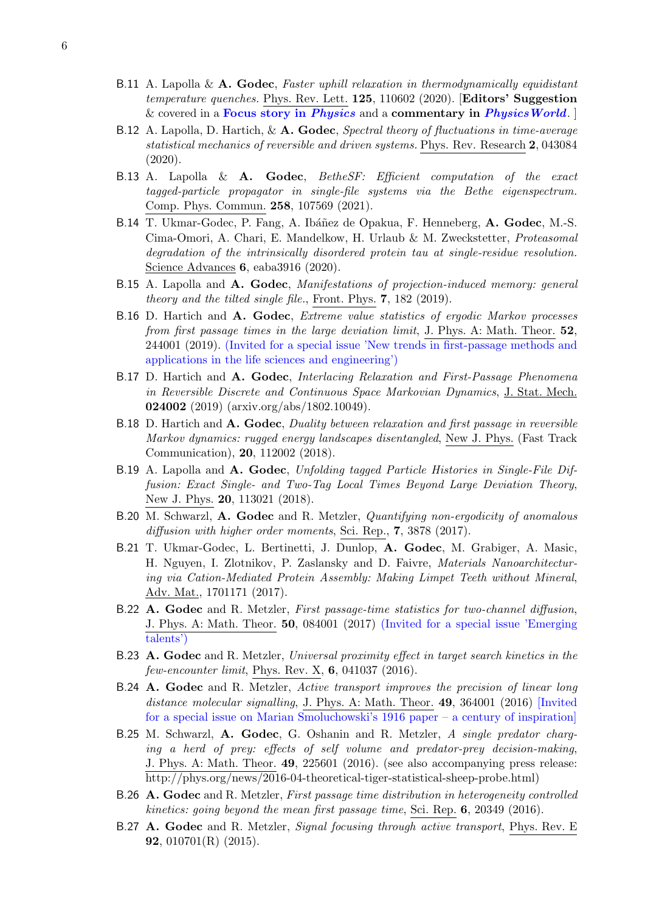- B.11 A. Lapolla & **A. Godec**, *Faster uphill relaxation in thermodynamically equidistant temperature quenches.* Phys. Rev. Lett. **125**, 110602 (2020). [**Editors' Suggestion** & covered in a **Focus story in *Physics*** and a **commentary in *PhysicsWorld*.** ]
- B.12 A. Lapolla, D. Hartich, & **A. Godec**, *Spectral theory of fluctuations in time-average statistical mechanics of reversible and driven systems.* Phys. Rev. Research **2**, 043084 (2020).
- B.13 A. Lapolla & **A. Godec**, *BetheSF: Efficient computation of the exact tagged-particle propagator in single-file systems via the Bethe eigenspectrum.* Comp. Phys. Commun. **258**, 107569 (2021).
- B.14 T. Ukmar-Godec, P. Fang, A. Ibáñez de Opakua, F. Henneberg, **A. Godec**, M.-S. Cima-Omori, A. Chari, E. Mandelkow, H. Urlaub & M. Zweckstetter, *Proteasomal degradation of the intrinsically disordered protein tau at single-residue resolution.* Science Advances **6**, eaba3916 (2020).
- B.15 A. Lapolla and **A. Godec**, *Manifestations of projection-induced memory: general theory and the tilted single file.*, Front. Phys. **7**, 182 (2019).
- B.16 D. Hartich and **A. Godec**, *Extreme value statistics of ergodic Markov processes from first passage times in the large deviation limit*, J. Phys. A: Math. Theor. **52**, 244001 (2019). (Invited for a special issue 'New trends in first-passage methods and applications in the life sciences and engineering')
- B.17 D. Hartich and **A. Godec**, *Interlacing Relaxation and First-Passage Phenomena in Reversible Discrete and Continuous Space Markovian Dynamics*, J. Stat. Mech. **024002** (2019) (arxiv.org/abs/1802.10049).
- B.18 D. Hartich and **A. Godec**, *Duality between relaxation and first passage in reversible Markov dynamics: rugged energy landscapes disentangled*, New J. Phys. (Fast Track Communication), **20**, 112002 (2018).
- B.19 A. Lapolla and **A. Godec**, *Unfolding tagged Particle Histories in Single-File Diffusion: Exact Single- and Two-Tag Local Times Beyond Large Deviation Theory*, New J. Phys. **20**, 113021 (2018).
- B.20 M. Schwarzl, **A. Godec** and R. Metzler, *Quantifying non-ergodicity of anomalous diffusion with higher order moments*, Sci. Rep., **7**, 3878 (2017).
- B.21 T. Ukmar-Godec, L. Bertinetti, J. Dunlop, **A. Godec**, M. Grabiger, A. Masic, H. Nguyen, I. Zlotnikov, P. Zaslansky and D. Faivre, *Materials Nanoarchitecturing via Cation-Mediated Protein Assembly: Making Limpet Teeth without Mineral*, Adv. Mat., 1701171 (2017).
- B.22 **A. Godec** and R. Metzler, *First passage-time statistics for two-channel diffusion*, J. Phys. A: Math. Theor. **50**, 084001 (2017) (Invited for a special issue 'Emerging talents')
- B.23 **A. Godec** and R. Metzler, *Universal proximity effect in target search kinetics in the few-encounter limit*, Phys. Rev. X, **6**, 041037 (2016).
- B.24 **A. Godec** and R. Metzler, *Active transport improves the precision of linear long distance molecular signalling*, J. Phys. A: Math. Theor. **49**, 364001 (2016) [Invited for a special issue on Marian Smoluchowski's 1916 paper – a century of inspiration]
- B.25 M. Schwarzl, **A. Godec**, G. Oshanin and R. Metzler, *A single predator charging a herd of prey: effects of self volume and predator-prey decision-making*, J. Phys. A: Math. Theor. **49**, 225601 (2016). (see also accompanying press release: http://phys.org/news/2016-04-theoretical-tiger-statistical-sheep-probe.html)
- B.26 **A. Godec** and R. Metzler, *First passage time distribution in heterogeneity controlled kinetics: going beyond the mean first passage time*, Sci. Rep. **6**, 20349 (2016).
- B.27 **A. Godec** and R. Metzler, *Signal focusing through active transport*, Phys. Rev. E **92**, 010701(R) (2015).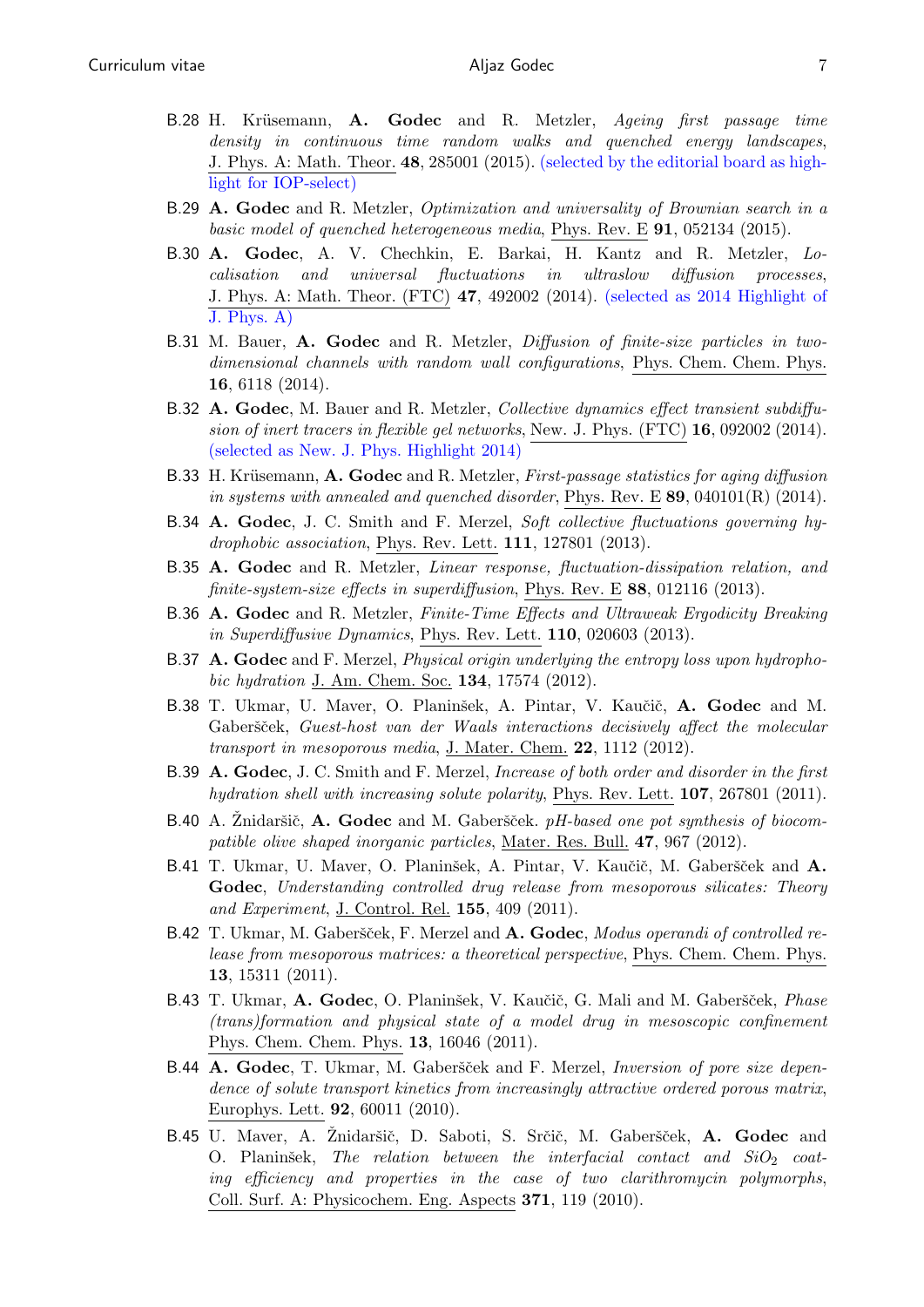- B.28 H. Krüsemann, **A. Godec** and R. Metzler, *Ageing first passage time density in continuous time random walks and quenched energy landscapes*, J. Phys. A: Math. Theor. **48**, 285001 (2015). (selected by the editorial board as highlight for IOP-select)
- B.29 **A. Godec** and R. Metzler, *Optimization and universality of Brownian search in a basic model of quenched heterogeneous media*, Phys. Rev. E **91**, 052134 (2015).
- B.30 **A. Godec**, A. V. Chechkin, E. Barkai, H. Kantz and R. Metzler, *Localisation and universal fluctuations in ultraslow diffusion processes*, J. Phys. A: Math. Theor. (FTC) **47**, 492002 (2014). (selected as 2014 Highlight of J. Phys. A)
- B.31 M. Bauer, **A. Godec** and R. Metzler, *Diffusion of finite-size particles in two-dimensional channels with random wall configurations*, Phys. Chem. Chem. Phys. **16**, 6118 (2014).
- B.32 **A. Godec**, M. Bauer and R. Metzler, *Collective dynamics effect transient subdiffusion of inert tracers in flexible gel networks*, New. J. Phys. (FTC) **16**, 092002 (2014). (selected as New. J. Phys. Highlight 2014)
- B.33 H. Krüsemann, **A. Godec** and R. Metzler, *First-passage statistics for aging diffusion in systems with annealed and quenched disorder*, Phys. Rev. E **89**, 040101(R) (2014).
- B.34 **A. Godec**, J. C. Smith and F. Merzel, *Soft collective fluctuations governing hydrophobic association*, Phys. Rev. Lett. **111**, 127801 (2013).
- B.35 **A. Godec** and R. Metzler, *Linear response, fluctuation-dissipation relation, and finite-system-size effects in superdiffusion*, Phys. Rev. E **88**, 012116 (2013).
- B.36 **A. Godec** and R. Metzler, *Finite-Time Effects and Ultraweak Ergodicity Breaking in Superdiffusive Dynamics*, Phys. Rev. Lett. **110**, 020603 (2013).
- B.37 **A. Godec** and F. Merzel, *Physical origin underlying the entropy loss upon hydrophobic hydration* J. Am. Chem. Soc. **134**, 17574 (2012).
- B.38 T. Ukmar, U. Maver, O. Planinšek, A. Pintar, V. Kaučič, **A. Godec** and M. Gaberšček, *Guest-host van der Waals interactions decisively affect the molecular transport in mesoporous media*, J. Mater. Chem. **22**, 1112 (2012).
- B.39 **A. Godec**, J. C. Smith and F. Merzel, *Increase of both order and disorder in the first hydration shell with increasing solute polarity*, Phys. Rev. Lett. **107**, 267801 (2011).
- B.40 A. Žnidaršič, **A. Godec** and M. Gaberšček. *pH-based one pot synthesis of biocompatible olive shaped inorganic particles*, Mater. Res. Bull. **47**, 967 (2012).
- B.41 T. Ukmar, U. Maver, O. Planinšek, A. Pintar, V. Kaučič, M. Gaberšček and **A. Godec**, *Understanding controlled drug release from mesoporous silicates: Theory and Experiment*, J. Control. Rel. **155**, 409 (2011).
- B.42 T. Ukmar, M. Gaberšček, F. Merzel and **A. Godec**, *Modus operandi of controlled release from mesoporous matrices: a theoretical perspective*, Phys. Chem. Chem. Phys. **13**, 15311 (2011).
- B.43 T. Ukmar, **A. Godec**, O. Planinšek, V. Kaučič, G. Mali and M. Gaberšček, *Phase (trans)formation and physical state of a model drug in mesoscopic confinement* Phys. Chem. Chem. Phys. **13**, 16046 (2011).
- B.44 **A. Godec**, T. Ukmar, M. Gaberšček and F. Merzel, *Inversion of pore size dependence of solute transport kinetics from increasingly attractive ordered porous matrix*, Europhys. Lett. **92**, 60011 (2010).
- B.45 U. Maver, A. Žnidaršič, D. Saboti, S. Srčič, M. Gaberšček, **A. Godec** and O. Planinšek, *The relation between the interfacial contact and $SiO_2$ coating efficiency and properties in the case of two clarithromycin polymorphs*, Coll. Surf. A: Physicochem. Eng. Aspects **371**, 119 (2010).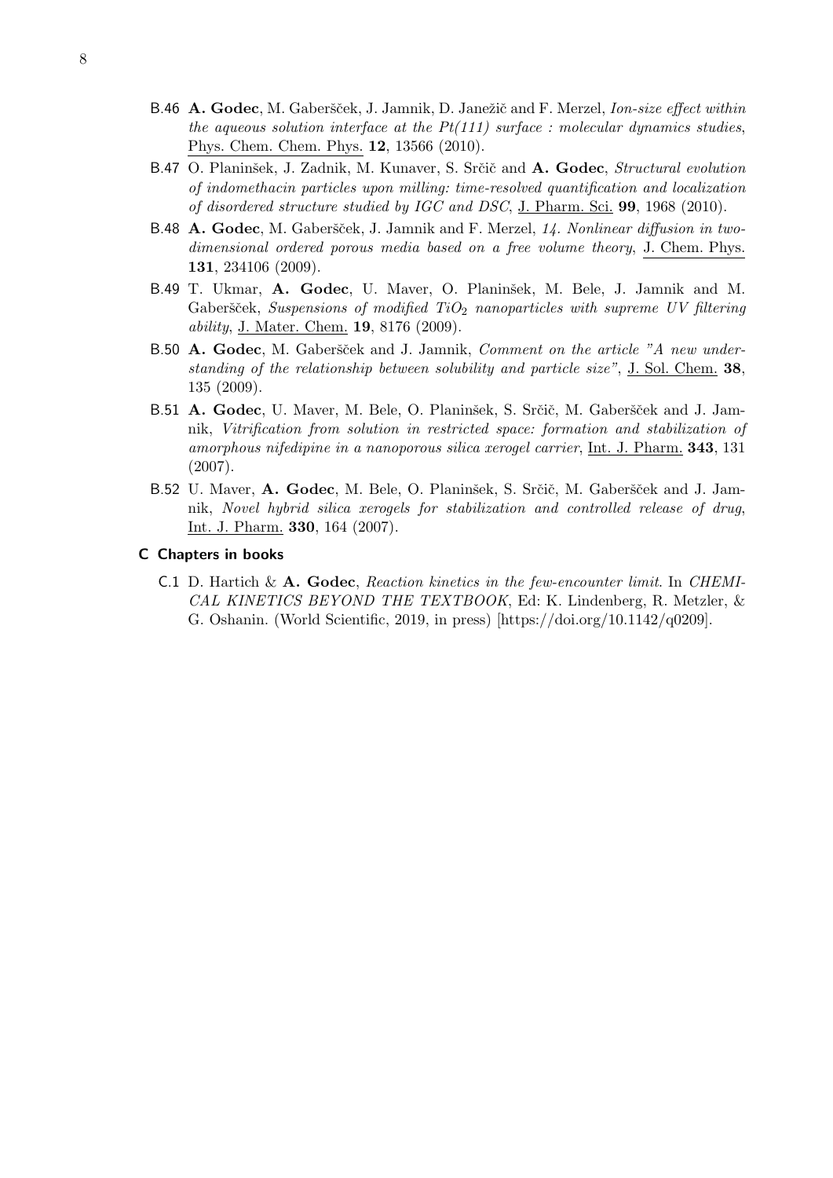B.46 **A. Godec**, M. Gaberšček, J. Jamnik, D. Janežič and F. Merzel, *Ion-size effect within the aqueous solution interface at the Pt(111) surface : molecular dynamics studies*, Phys. Chem. Chem. Phys. **12**, 13566 (2010).

B.47 O. Planinšek, J. Zadnik, M. Kunaver, S. Srčič and **A. Godec**, *Structural evolution of indomethacin particles upon milling: time-resolved quantification and localization of disordered structure studied by IGC and DSC*, J. Pharm. Sci. **99**, 1968 (2010).

B.48 **A. Godec**, M. Gaberšček, J. Jamnik and F. Merzel, *14. Nonlinear diffusion in two-dimensional ordered porous media based on a free volume theory*, J. Chem. Phys. **131**, 234106 (2009).

B.49 T. Ukmar, **A. Godec**, U. Maver, O. Planinšek, M. Bele, J. Jamnik and M. Gaberšček, *Suspensions of modified $TiO_2$ nanoparticles with supreme UV filtering ability*, J. Mater. Chem. **19**, 8176 (2009).

B.50 **A. Godec**, M. Gaberšček and J. Jamnik, *Comment on the article "A new understanding of the relationship between solubility and particle size"*, J. Sol. Chem. **38**, 135 (2009).

B.51 **A. Godec**, U. Maver, M. Bele, O. Planinšek, S. Srčič, M. Gaberšček and J. Jamnik, *Vitrification from solution in restricted space: formation and stabilization of amorphous nifedipine in a nanoporous silica xerogel carrier*, Int. J. Pharm. **343**, 131 (2007).

B.52 U. Maver, **A. Godec**, M. Bele, O. Planinšek, S. Srčič, M. Gaberšček and J. Jamnik, *Novel hybrid silica xerogels for stabilization and controlled release of drug*, Int. J. Pharm. **330**, 164 (2007).

## C Chapters in books

C.1 D. Hartich & **A. Godec**, *Reaction kinetics in the few-encounter limit*. In *CHEMICAL KINETICS BEYOND THE TEXTBOOK*, Ed: K. Lindenberg, R. Metzler, & G. Oshanin. (World Scientific, 2019, in press) [https://doi.org/10.1142/q0209].